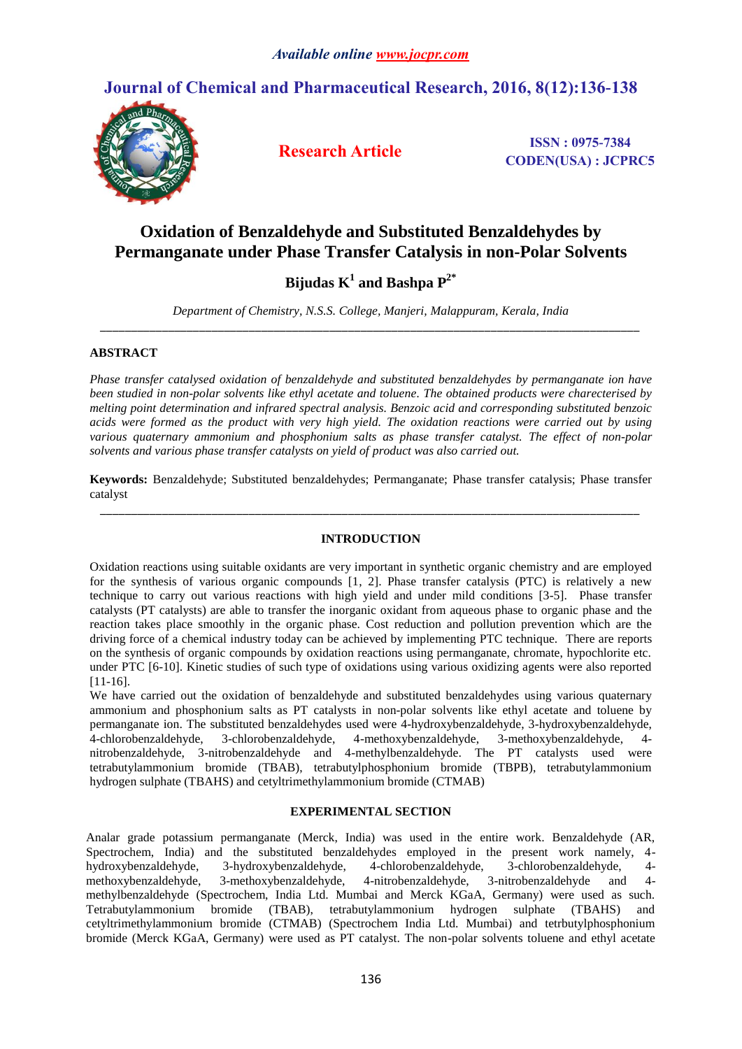# Oxidation of Benzaldehyde and Substituted Benzaldehydes by Permanganate under Phase Transfer Catalysis in non-Polar Solvents

**Bijudas K[1] and Bashpa P[2*]**

*Department of Chemistry, N.S.S. College, Manjeri, Malappuram, Kerala, India*

## ABSTRACT

*Phase transfer catalysed oxidation of benzaldehyde and substituted benzaldehydes by permanganate ion have been studied in non-polar solvents like ethyl acetate and toluene. The obtained products were charecterised by melting point determination and infrared spectral analysis. Benzoic acid and corresponding substituted benzoic acids were formed as the product with very high yield. The oxidation reactions were carried out by using various quaternary ammonium and phosphonium salts as phase transfer catalyst. The effect of non-polar solvents and various phase transfer catalysts on yield of product was also carried out.*

**Keywords:** Benzaldehyde; Substituted benzaldehydes; Permanganate; Phase transfer catalysis; Phase transfer catalyst

## INTRODUCTION

Oxidation reactions using suitable oxidants are very important in synthetic organic chemistry and are employed for the synthesis of various organic compounds [1, 2]. Phase transfer catalysis (PTC) is relatively a new technique to carry out various reactions with high yield and under mild conditions [3-5]. Phase transfer catalysts (PT catalysts) are able to transfer the inorganic oxidant from aqueous phase to organic phase and the reaction takes place smoothly in the organic phase. Cost reduction and pollution prevention which are the driving force of a chemical industry today can be achieved by implementing PTC technique. There are reports on the synthesis of organic compounds by oxidation reactions using permanganate, chromate, hypochlorite etc. under PTC [6-10]. Kinetic studies of such type of oxidations using various oxidizing agents were also reported [11-16].

We have carried out the oxidation of benzaldehyde and substituted benzaldehydes using various quaternary ammonium and phosphonium salts as PT catalysts in non-polar solvents like ethyl acetate and toluene by permanganate ion. The substituted benzaldehydes used were 4-hydroxybenzaldehyde, 3-hydroxybenzaldehyde, 4-chlorobenzaldehyde, 3-chlorobenzaldehyde, 4-methoxybenzaldehyde, 3-methoxybenzaldehyde, 4-nitrobenzaldehyde, 3-nitrobenzaldehyde and 4-methylbenzaldehyde. The PT catalysts used were tetrabutylammonium bromide (TBAB), tetrabutylphosphonium bromide (TBPB), tetrabutylammonium hydrogen sulphate (TBAHS) and cetyltrimethylammonium bromide (CTMAB)

## EXPERIMENTAL SECTION

Analar grade potassium permanganate (Merck, India) was used in the entire work. Benzaldehyde (AR, Spectrochem, India) and the substituted benzaldehydes employed in the present work namely, 4-hydroxybenzaldehyde, 3-hydroxybenzaldehyde, 4-chlorobenzaldehyde, 3-chlorobenzaldehyde, 4-methoxybenzaldehyde, 3-methoxybenzaldehyde, 4-nitrobenzaldehyde, 3-nitrobenzaldehyde and 4-methylbenzaldehyde (Spectrochem, India Ltd. Mumbai and Merck KGaA, Germany) were used as such. Tetrabutylammonium bromide (TBAB), tetrabutylammonium hydrogen sulphate (TBAHS) and cetyltrimethylammonium bromide (CTMAB) (Spectrochem India Ltd. Mumbai) and tetrbutylphosphonium bromide (Merck KGaA, Germany) were used as PT catalyst. The non-polar solvents toluene and ethyl acetate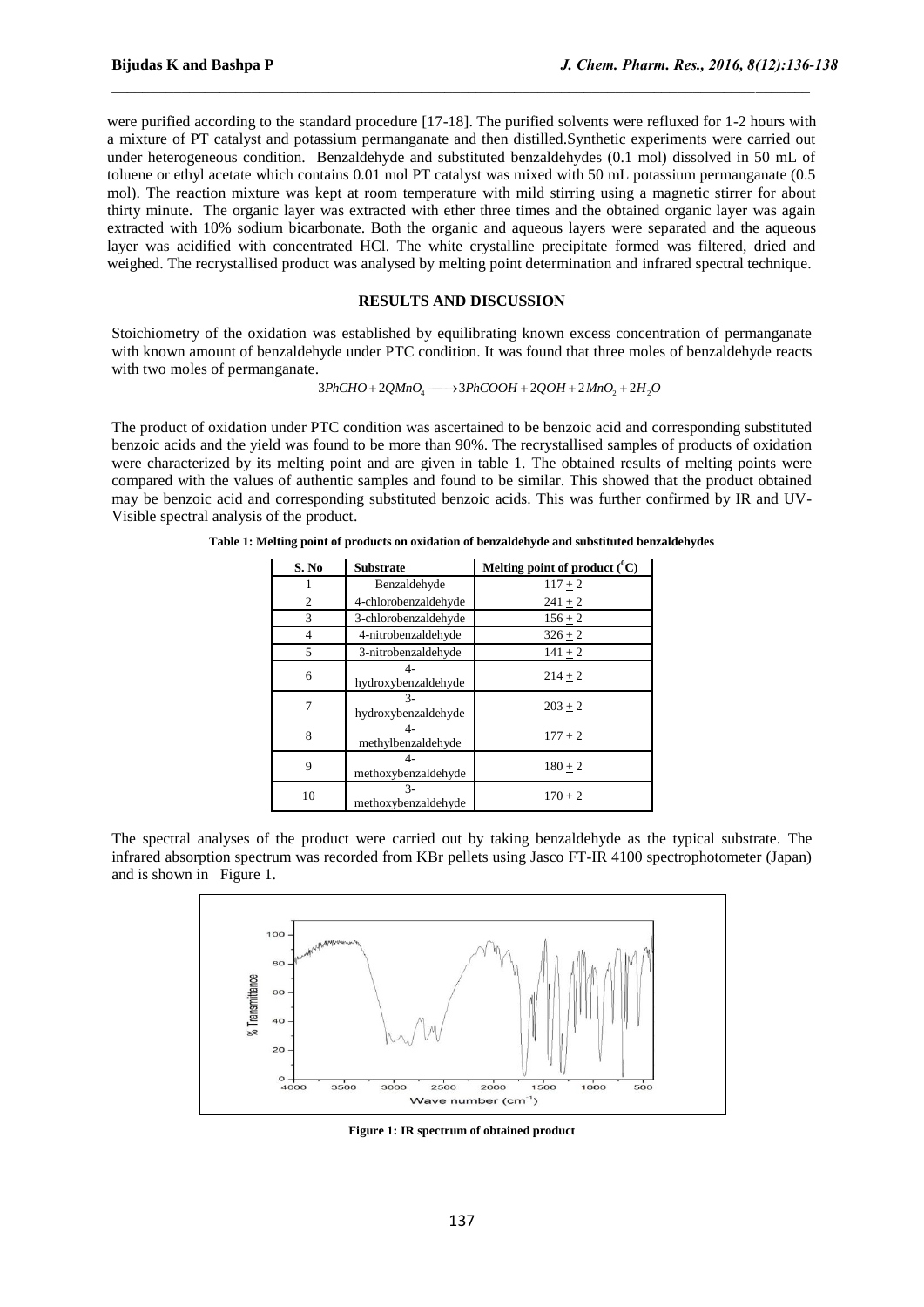were purified according to the standard procedure [17-18]. The purified solvents were refluxed for 1-2 hours with a mixture of PT catalyst and potassium permanganate and then distilled.Synthetic experiments were carried out under heterogeneous condition. Benzaldehyde and substituted benzaldehydes (0.1 mol) dissolved in 50 mL of toluene or ethyl acetate which contains 0.01 mol PT catalyst was mixed with 50 mL potassium permanganate (0.5 mol). The reaction mixture was kept at room temperature with mild stirring using a magnetic stirrer for about thirty minute. The organic layer was extracted with ether three times and the obtained organic layer was again extracted with 10% sodium bicarbonate. Both the organic and aqueous layers were separated and the aqueous layer was acidified with concentrated HCl. The white crystalline precipitate formed was filtered, dried and weighed. The recrystallised product was analysed by melting point determination and infrared spectral technique.

## RESULTS AND DISCUSSION

Stoichiometry of the oxidation was established by equilibrating known excess concentration of permanganate with known amount of benzaldehyde under PTC condition. It was found that three moles of benzaldehyde reacts with two moles of permanganate.

$$3PhCHO + 2QMnO_4 \longrightarrow 3PhCOOH + 2QOH + 2MnO_2 + 2H_2O$$

The product of oxidation under PTC condition was ascertained to be benzoic acid and corresponding substituted benzoic acids and the yield was found to be more than 90%. The recrystallised samples of products of oxidation were characterized by its melting point and are given in table 1. The obtained results of melting points were compared with the values of authentic samples and found to be similar. This showed that the product obtained may be benzoic acid and corresponding substituted benzoic acids. This was further confirmed by IR and UV-Visible spectral analysis of the product.

**Table 1: Melting point of products on oxidation of benzaldehyde and substituted benzaldehydes**

| S. No | Substrate | Melting point of product ($^0$C) |
|---|---|---|
| 1 | Benzaldehyde | $117 \pm 2$ |
| 2 | 4-chlorobenzaldehyde | $241 \pm 2$ |
| 3 | 3-chlorobenzaldehyde | $156 \pm 2$ |
| 4 | 4-nitrobenzaldehyde | $326 \pm 2$ |
| 5 | 3-nitrobenzaldehyde | $141 \pm 2$ |
| 6 | 4-hydroxybenzaldehyde | $214 \pm 2$ |
| 7 | 3-hydroxybenzaldehyde | $203 \pm 2$ |
| 8 | 4-methylbenzaldehyde | $177 \pm 2$ |
| 9 | 4-methoxybenzaldehyde | $180 \pm 2$ |
| 10 | 3-methoxybenzaldehyde | $170 \pm 2$ |

The spectral analyses of the product were carried out by taking benzaldehyde as the typical substrate. The infrared absorption spectrum was recorded from KBr pellets using Jasco FT-IR 4100 spectrophotometer (Japan) and is shown in Figure 1.

**Figure 1: IR spectrum of obtained product**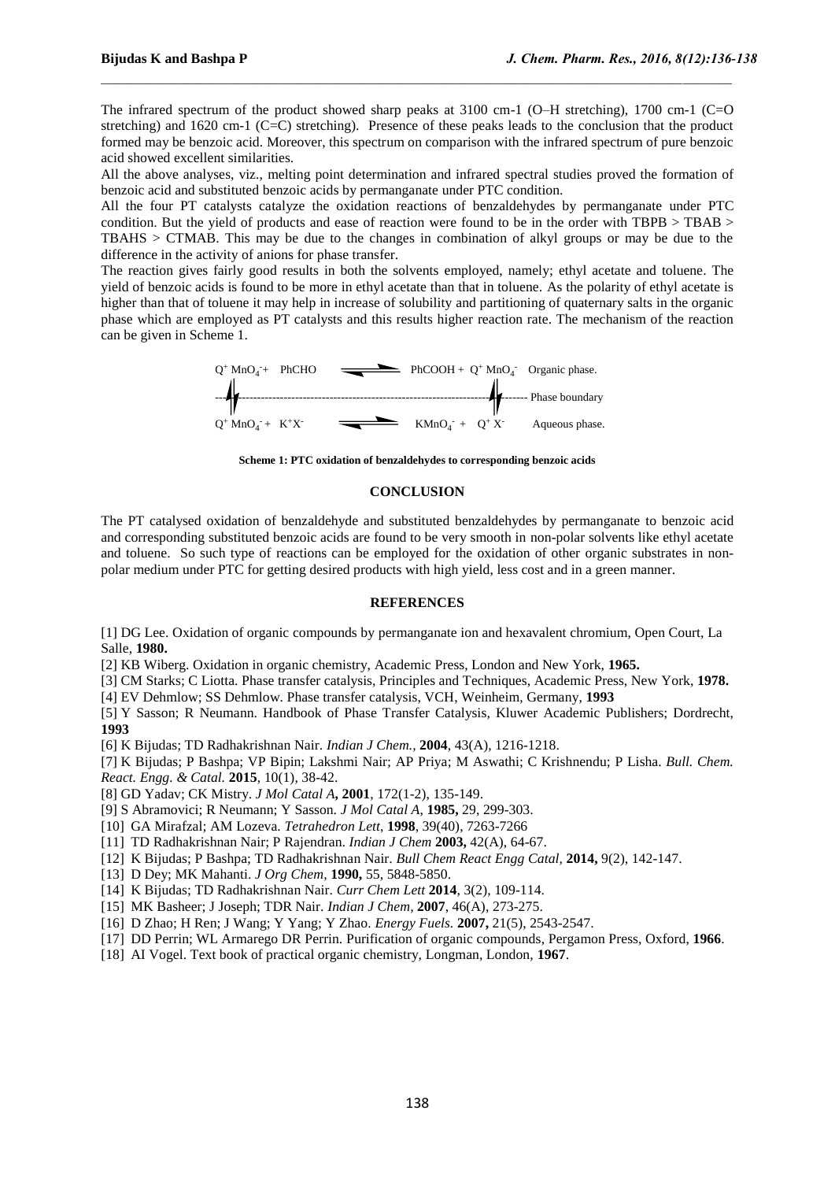The infrared spectrum of the product showed sharp peaks at 3100 cm-1 (O–H stretching), 1700 cm-1 (C=O stretching) and 1620 cm-1 (C=C) stretching). Presence of these peaks leads to the conclusion that the product formed may be benzoic acid. Moreover, this spectrum on comparison with the infrared spectrum of pure benzoic acid showed excellent similarities.

All the above analyses, viz., melting point determination and infrared spectral studies proved the formation of benzoic acid and substituted benzoic acids by permanganate under PTC condition.

All the four PT catalysts catalyze the oxidation reactions of benzaldehydes by permanganate under PTC condition. But the yield of products and ease of reaction were found to be in the order with TBPB > TBAB > TBAHS > CTMAB. This may be due to the changes in combination of alkyl groups or may be due to the difference in the activity of anions for phase transfer.

The reaction gives fairly good results in both the solvents employed, namely; ethyl acetate and toluene. The yield of benzoic acids is found to be more in ethyl acetate than that in toluene. As the polarity of ethyl acetate is higher than that of toluene it may help in increase of solubility and partitioning of quaternary salts in the organic phase which are employed as PT catalysts and this results higher reaction rate. The mechanism of the reaction can be given in Scheme 1.

$Q^+ MnO_4^-$ + PhCHO ⇌ PhCOOH + $Q^+ MnO_4^-$ Organic phase.

------------------------------------------------------------------------ Phase boundary

$Q^+ MnO_4^-$ + $K^+X^-$ ⇌ $KMnO_4^-$ + $Q^+ X^-$ Aqueous phase.

**Scheme 1: PTC oxidation of benzaldehydes to corresponding benzoic acids**

## CONCLUSION

The PT catalysed oxidation of benzaldehyde and substituted benzaldehydes by permanganate to benzoic acid and corresponding substituted benzoic acids are found to be very smooth in non-polar solvents like ethyl acetate and toluene. So such type of reactions can be employed for the oxidation of other organic substrates in non-polar medium under PTC for getting desired products with high yield, less cost and in a green manner.

## REFERENCES

[1] DG Lee. Oxidation of organic compounds by permanganate ion and hexavalent chromium, Open Court, La Salle, **1980.**

[2] KB Wiberg. Oxidation in organic chemistry, Academic Press, London and New York, **1965.**

[3] CM Starks; C Liotta. Phase transfer catalysis, Principles and Techniques, Academic Press, New York, **1978.**

[4] EV Dehmlow; SS Dehmlow. Phase transfer catalysis, VCH, Weinheim, Germany, **1993**

[5] Y Sasson; R Neumann. Handbook of Phase Transfer Catalysis, Kluwer Academic Publishers; Dordrecht, **1993**

[6] K Bijudas; TD Radhakrishnan Nair. *Indian J Chem.*, **2004**, 43(A), 1216-1218.

[7] K Bijudas; P Bashpa; VP Bipin; Lakshmi Nair; AP Priya; M Aswathi; C Krishnendu; P Lisha. *Bull. Chem. React. Engg. & Catal.* **2015**, 10(1), 38-42.

[8] GD Yadav; CK Mistry. *J Mol Catal A***, 2001**, 172(1-2), 135-149.

[9] S Abramovici; R Neumann; Y Sasson. *J Mol Catal A*, **1985,** 29, 299-303.

[10] GA Mirafzal; AM Lozeva. *Tetrahedron Lett*, **1998**, 39(40), 7263-7266

[11] TD Radhakrishnan Nair; P Rajendran. *Indian J Chem* **2003,** 42(A), 64-67.

[12] K Bijudas; P Bashpa; TD Radhakrishnan Nair. *Bull Chem React Engg Catal,* **2014,** 9(2), 142-147.

[13] D Dey; MK Mahanti. *J Org Chem,* **1990,** 55, 5848-5850.

[14] K Bijudas; TD Radhakrishnan Nair. *Curr Chem Lett* **2014**, 3(2), 109-114.

[15] MK Basheer; J Joseph; TDR Nair. *Indian J Chem,* **2007**, 46(A), 273-275.

[16] D Zhao; H Ren; J Wang; Y Yang; Y Zhao. *Energy Fuels.* **2007,** 21(5), 2543-2547.

[17] DD Perrin; WL Armarego DR Perrin. Purification of organic compounds, Pergamon Press, Oxford, **1966**.

[18] AI Vogel. Text book of practical organic chemistry, Longman, London, **1967**.